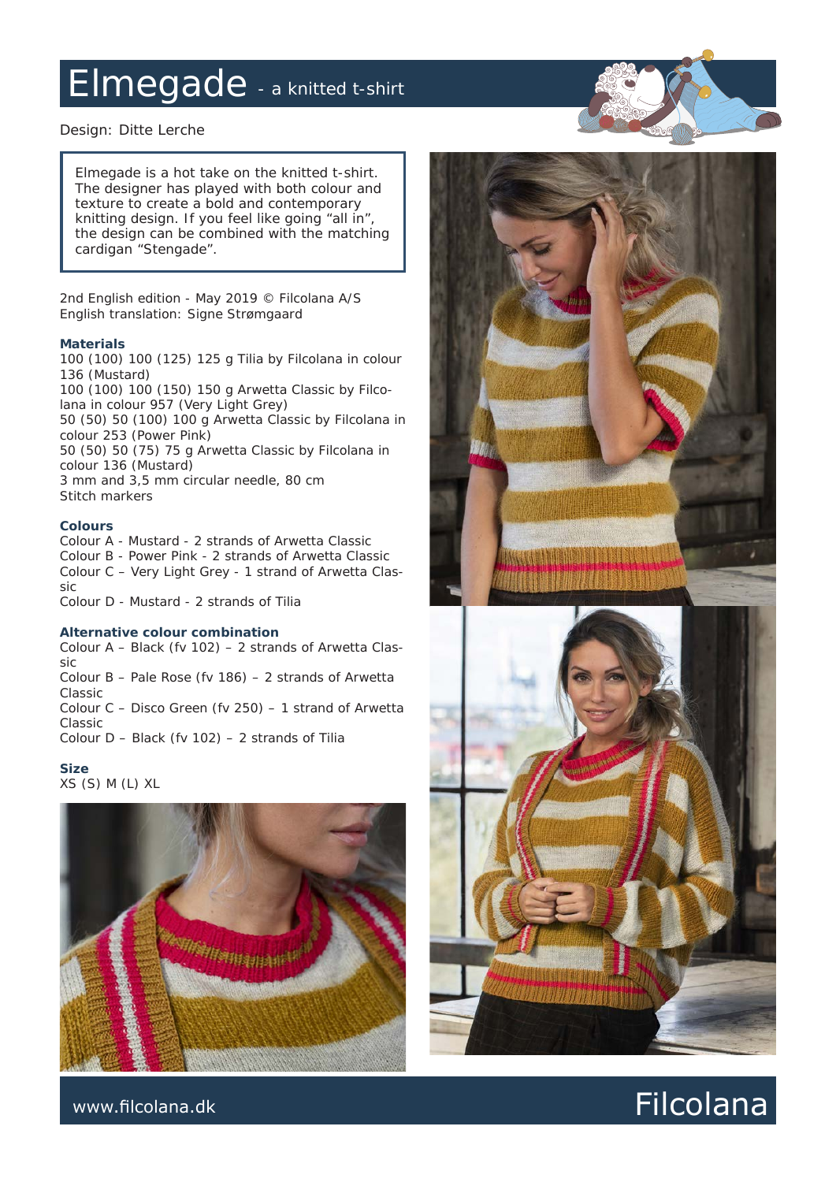# Elmegade - a knitted t-shirt

Design: Ditte Lerche

Elmegade is a hot take on the knitted t-shirt. The designer has played with both colour and texture to create a bold and contemporary knitting design. If you feel like going "all in", the design can be combined with the matching cardigan "Stengade".

2nd English edition - May 2019 © Filcolana A/S
English translation: Signe Strømgaard

### Materials

100 (100) 100 (125) 125 g Tilia by Filcolana in colour 136 (Mustard)
100 (100) 100 (150) 150 g Arwetta Classic by Filcolana in colour 957 (Very Light Grey)
50 (50) 50 (100) 100 g Arwetta Classic by Filcolana in colour 253 (Power Pink)
50 (50) 50 (75) 75 g Arwetta Classic by Filcolana in colour 136 (Mustard)
3 mm and 3,5 mm circular needle, 80 cm
Stitch markers

### Colours

Colour A - Mustard - 2 strands of Arwetta Classic
Colour B - Power Pink - 2 strands of Arwetta Classic
Colour C – Very Light Grey - 1 strand of Arwetta Classic
Colour D - Mustard - 2 strands of Tilia

### Alternative colour combination

Colour A – Black (fv 102) – 2 strands of Arwetta Classic
Colour B – Pale Rose (fv 186) – 2 strands of Arwetta Classic
Colour C – Disco Green (fv 250) – 1 strand of Arwetta Classic
Colour D – Black (fv 102) – 2 strands of Tilia

### Size

XS (S) M (L) XL

www.filcolana.dk

Filcolana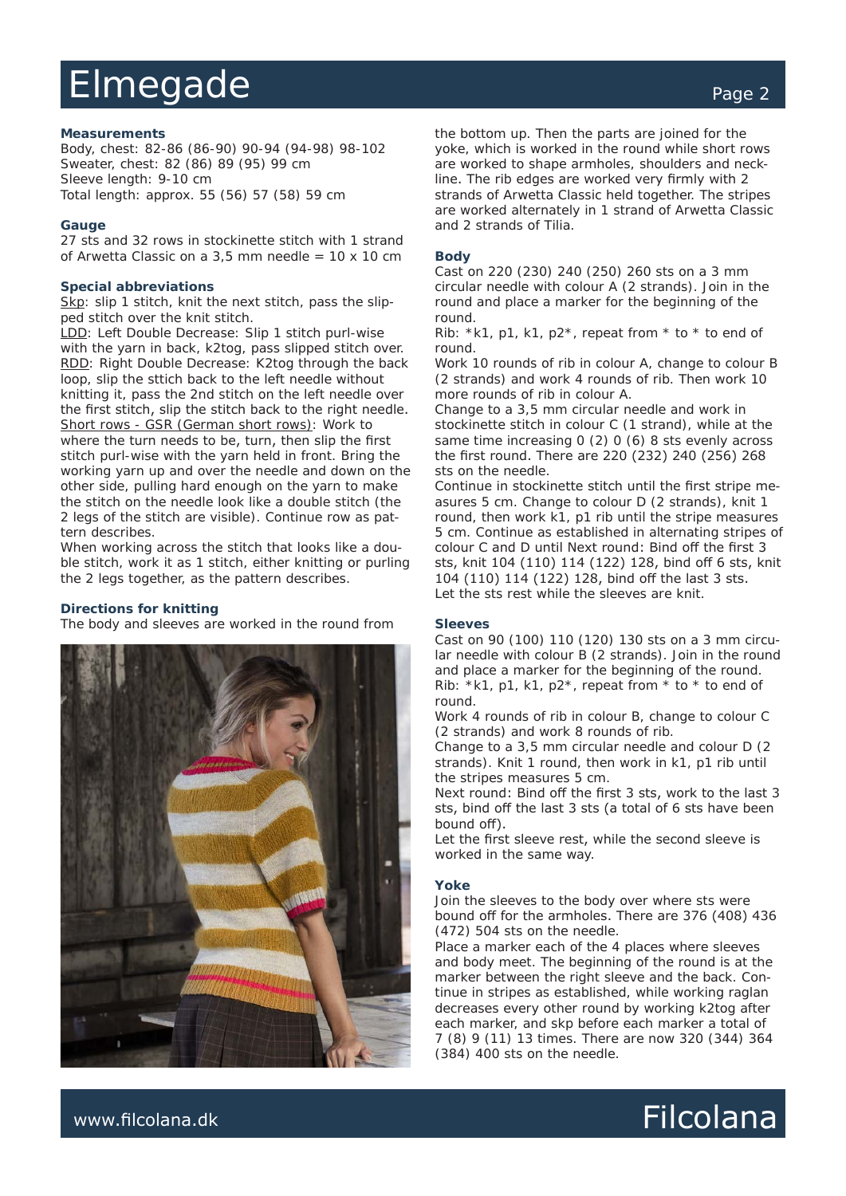# Elmegade

### Measurements

Body, chest: 82-86 (86-90) 90-94 (94-98) 98-102
Sweater, chest: 82 (86) 89 (95) 99 cm
Sleeve length: 9-10 cm
Total length: approx. 55 (56) 57 (58) 59 cm

### Gauge

27 sts and 32 rows in stockinette stitch with 1 strand of Arwetta Classic on a 3,5 mm needle = 10 x 10 cm

### Special abbreviations

Skp: slip 1 stitch, knit the next stitch, pass the slipped stitch over the knit stitch.
LDD: Left Double Decrease: Slip 1 stitch purl-wise with the yarn in back, k2tog, pass slipped stitch over.
RDD: Right Double Decrease: K2tog through the back loop, slip the sttich back to the left needle without knitting it, pass the 2nd stitch on the left needle over the first stitch, slip the stitch back to the right needle.
Short rows - GSR (German short rows): Work to where the turn needs to be, turn, then slip the first stitch purl-wise with the yarn held in front. Bring the working yarn up and over the needle and down on the other side, pulling hard enough on the yarn to make the stitch on the needle look like a double stitch (the 2 legs of the stitch are visible). Continue row as pattern describes.
When working across the stitch that looks like a double stitch, work it as 1 stitch, either knitting or purling the 2 legs together, as the pattern describes.

### Directions for knitting

The body and sleeves are worked in the round from the bottom up. Then the parts are joined for the yoke, which is worked in the round while short rows are worked to shape armholes, shoulders and neckline. The rib edges are worked very firmly with 2 strands of Arwetta Classic held together. The stripes are worked alternately in 1 strand of Arwetta Classic and 2 strands of Tilia.

### Body

Cast on 220 (230) 240 (250) 260 sts on a 3 mm circular needle with colour A (2 strands). Join in the round and place a marker for the beginning of the round.
Rib: *k1, p1, k1, p2*, repeat from * to * to end of round.
Work 10 rounds of rib in colour A, change to colour B (2 strands) and work 4 rounds of rib. Then work 10 more rounds of rib in colour A.
Change to a 3,5 mm circular needle and work in stockinette stitch in colour C (1 strand), while at the same time increasing 0 (2) 0 (6) 8 sts evenly across the first round. There are 220 (232) 240 (256) 268 sts on the needle.
Continue in stockinette stitch until the first stripe measures 5 cm. Change to colour D (2 strands), knit 1 round, then work k1, p1 rib until the stripe measures 5 cm. Continue as established in alternating stripes of colour C and D until Next round: Bind off the first 3 sts, knit 104 (110) 114 (122) 128, bind off 6 sts, knit 104 (110) 114 (122) 128, bind off the last 3 sts.
Let the sts rest while the sleeves are knit.

### Sleeves

Cast on 90 (100) 110 (120) 130 sts on a 3 mm circular needle with colour B (2 strands). Join in the round and place a marker for the beginning of the round.
Rib: *k1, p1, k1, p2*, repeat from * to * to end of round.
Work 4 rounds of rib in colour B, change to colour C (2 strands) and work 8 rounds of rib.
Change to a 3,5 mm circular needle and colour D (2 strands). Knit 1 round, then work in k1, p1 rib until the stripes measures 5 cm.
Next round: Bind off the first 3 sts, work to the last 3 sts, bind off the last 3 sts (a total of 6 sts have been bound off).
Let the first sleeve rest, while the second sleeve is worked in the same way.

### Yoke

Join the sleeves to the body over where sts were bound off for the armholes. There are 376 (408) 436 (472) 504 sts on the needle.
Place a marker each of the 4 places where sleeves and body meet. The beginning of the round is at the marker between the right sleeve and the back. Continue in stripes as established, while working raglan decreases every other round by working k2tog after each marker, and skp before each marker a total of 7 (8) 9 (11) 13 times. There are now 320 (344) 364 (384) 400 sts on the needle.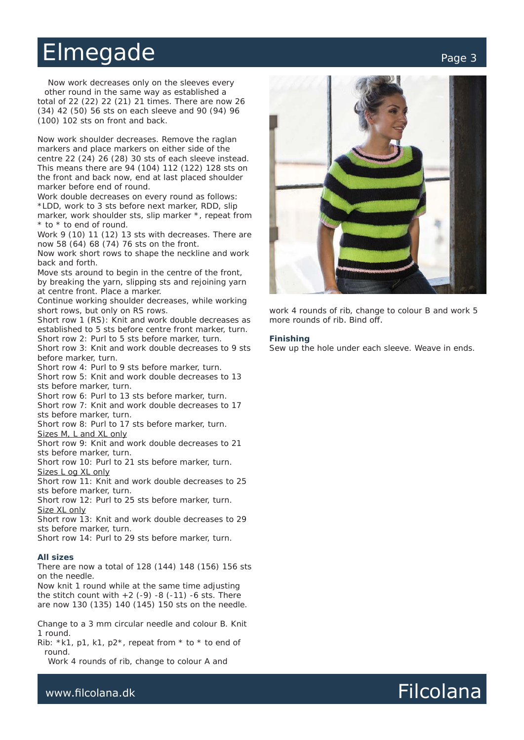Now work decreases only on the sleeves every other round in the same way as established a total of 22 (22) 22 (21) 21 times. There are now 26 (34) 42 (50) 56 sts on each sleeve and 90 (94) 96 (100) 102 sts on front and back.

Now work shoulder decreases. Remove the raglan markers and place markers on either side of the centre 22 (24) 26 (28) 30 sts of each sleeve instead. This means there are 94 (104) 112 (122) 128 sts on the front and back now, end at last placed shoulder marker before end of round.

Work double decreases on every round as follows: *LDD, work to 3 sts before next marker, RDD, slip marker, work shoulder sts, slip marker *, repeat from * to * to end of round.

Work 9 (10) 11 (12) 13 sts with decreases. There are now 58 (64) 68 (74) 76 sts on the front.

Now work short rows to shape the neckline and work back and forth.

Move sts around to begin in the centre of the front, by breaking the yarn, slipping sts and rejoining yarn at centre front. Place a marker.

Continue working shoulder decreases, while working short rows, but only on RS rows.

Short row 1 (RS): Knit and work double decreases as established to 5 sts before centre front marker, turn.

Short row 2: Purl to 5 sts before marker, turn.

Short row 3: Knit and work double decreases to 9 sts before marker, turn.

Short row 4: Purl to 9 sts before marker, turn.

Short row 5: Knit and work double decreases to 13 sts before marker, turn.

Short row 6: Purl to 13 sts before marker, turn.

Short row 7: Knit and work double decreases to 17 sts before marker, turn.

Short row 8: Purl to 17 sts before marker, turn.

Sizes M, L and XL only

Short row 9: Knit and work double decreases to 21 sts before marker, turn.

Short row 10: Purl to 21 sts before marker, turn.

Sizes L og XL only

Short row 11: Knit and work double decreases to 25 sts before marker, turn.

Short row 12: Purl to 25 sts before marker, turn.

Size XL only

Short row 13: Knit and work double decreases to 29 sts before marker, turn.

Short row 14: Purl to 29 sts before marker, turn.

**All sizes**

There are now a total of 128 (144) 148 (156) 156 sts on the needle.

Now knit 1 round while at the same time adjusting the stitch count with +2 (-9) -8 (-11) -6 sts. There are now 130 (135) 140 (145) 150 sts on the needle.

Change to a 3 mm circular needle and colour B. Knit 1 round.

Rib: *k1, p1, k1, p2*, repeat from * to * to end of round.

Work 4 rounds of rib, change to colour A and work 4 rounds of rib, change to colour B and work 5 more rounds of rib. Bind off.

**Finishing**

Sew up the hole under each sleeve. Weave in ends.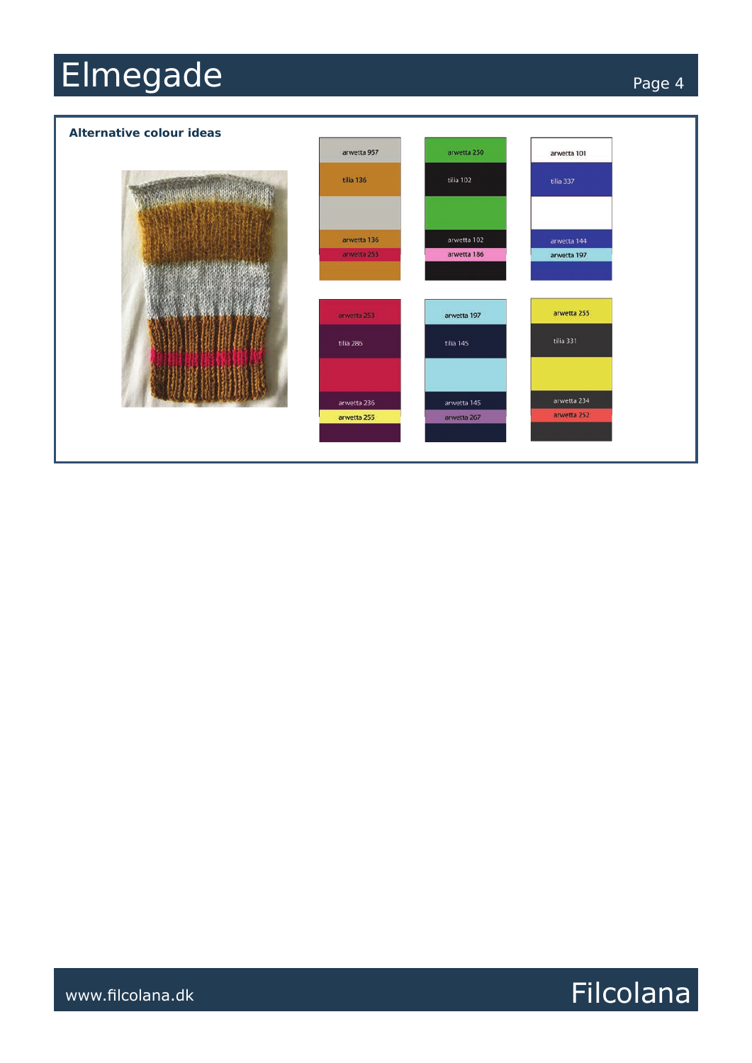## Alternative colour ideas

arwetta 957
tilia 136
arwetta 136
arwetta 253

arwetta 250
tilia 102
arwetta 102
arwetta 186

arwetta 101
tilia 337
arwetta 144
arwetta 197

arwetta 253
tilia 285
arwetta 236
arwetta 255

arwetta 197
tilia 145
arwetta 145
arwetta 267

arwetta 255
tilia 331
arwetta 234
arwetta 252